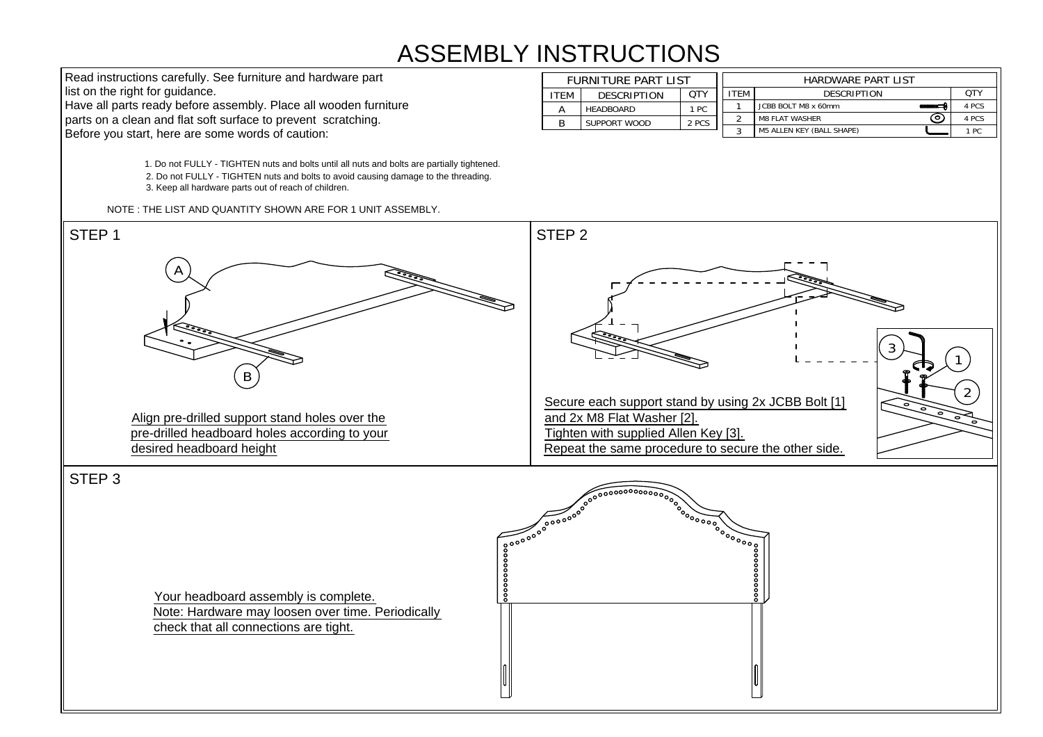# ASSEMBLY INSTRUCTIONS

Read instructions carefully. See furniture and hardware part list on the right for guidance.
Have all parts ready before assembly. Place all wooden furniture parts on a clean and flat soft surface to prevent scratching.
Before you start, here are some words of caution:

| FURNITURE PART LIST | | |
|---|---|---|
| ITEM | DESCRIPTION | QTY |
| A | HEADBOARD | 1 PC |
| B | SUPPORT WOOD | 2 PCS |

| HARDWARE PART LIST | | |
|---|---|---|
| ITEM | DESCRIPTION | QTY |
| 1 | JCBB BOLT M8 x 60mm | 4 PCS |
| 2 | M8 FLAT WASHER | 4 PCS |
| 3 | M5 ALLEN KEY (BALL SHAPE) | 1 PC |

1. Do not FULLY - TIGHTEN nuts and bolts until all nuts and bolts are partially tightened.
2. Do not FULLY - TIGHTEN nuts and bolts to avoid causing damage to the threading.
3. Keep all hardware parts out of reach of children.

NOTE : THE LIST AND QUANTITY SHOWN ARE FOR 1 UNIT ASSEMBLY.

## STEP 1

A

B

Align pre-drilled support stand holes over the pre-drilled headboard holes according to your desired headboard height

## STEP 2

3

1

2

Secure each support stand by using 2x JCBB Bolt [1] and 2x M8 Flat Washer [2].
Tighten with supplied Allen Key [3].
Repeat the same procedure to secure the other side.

## STEP 3

Your headboard assembly is complete.
Note: Hardware may loosen over time. Periodically check that all connections are tight.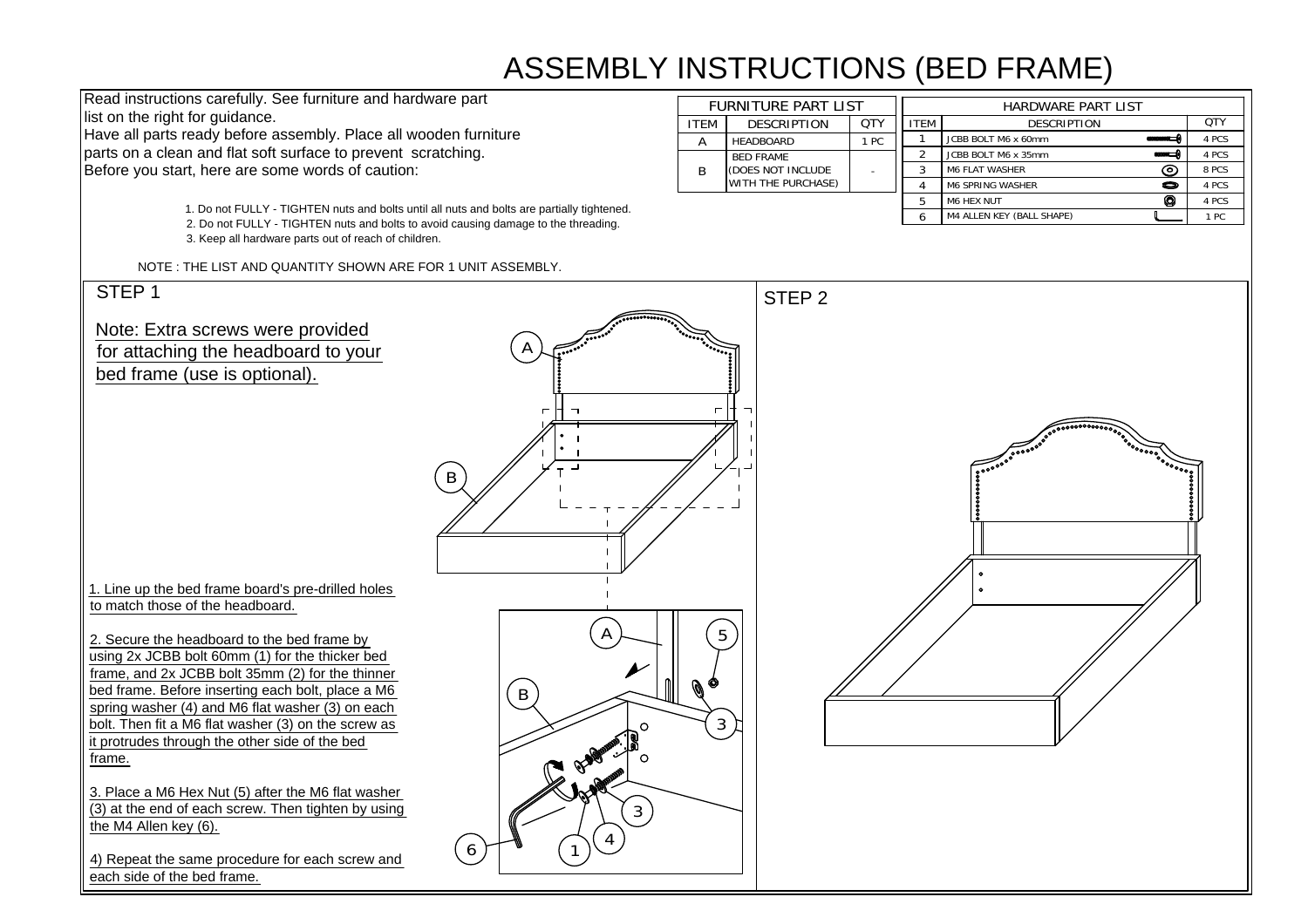# ASSEMBLY INSTRUCTIONS (BED FRAME)

Read instructions carefully. See furniture and hardware part list on the right for guidance.
Have all parts ready before assembly. Place all wooden furniture parts on a clean and flat soft surface to prevent scratching.
Before you start, here are some words of caution:

1. Do not FULLY - TIGHTEN nuts and bolts until all nuts and bolts are partially tightened.
2. Do not FULLY - TIGHTEN nuts and bolts to avoid causing damage to the threading.
3. Keep all hardware parts out of reach of children.

NOTE : THE LIST AND QUANTITY SHOWN ARE FOR 1 UNIT ASSEMBLY.

| FURNITURE PART LIST | | |
|---|---|---|
| ITEM | DESCRIPTION | QTY |
| A | HEADBOARD | 1 PC |
| B | BED FRAME (DOES NOT INCLUDE WITH THE PURCHASE) | - |

| HARDWARE PART LIST | | |
|---|---|---|
| ITEM | DESCRIPTION | QTY |
| 1 | JCBB BOLT M6 x 60mm | 4 PCS |
| 2 | JCBB BOLT M6 x 35mm | 4 PCS |
| 3 | M6 FLAT WASHER | 8 PCS |
| 4 | M6 SPRING WASHER | 4 PCS |
| 5 | M6 HEX NUT | 4 PCS |
| 6 | M4 ALLEN KEY (BALL SHAPE) | 1 PC |

## STEP 1

Note: Extra screws were provided for attaching the headboard to your bed frame (use is optional).

1. Line up the bed frame board's pre-drilled holes to match those of the headboard.

2. Secure the headboard to the bed frame by using 2x JCBB bolt 60mm (1) for the thicker bed frame, and 2x JCBB bolt 35mm (2) for the thinner bed frame. Before inserting each bolt, place a M6 spring washer (4) and M6 flat washer (3) on each bolt. Then fit a M6 flat washer (3) on the screw as it protrudes through the other side of the bed frame.

3. Place a M6 Hex Nut (5) after the M6 flat washer (3) at the end of each screw. Then tighten by using the M4 Allen key (6).

4) Repeat the same procedure for each screw and each side of the bed frame.

## STEP 2